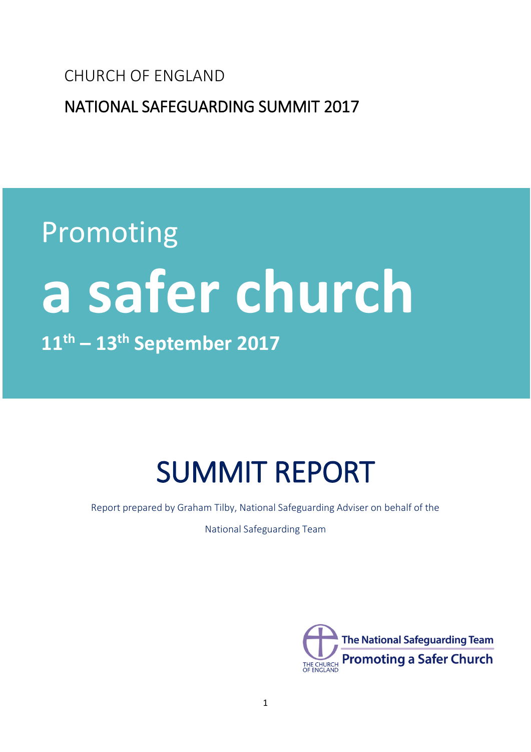CHURCH OF ENGLAND

NATIONAL SAFEGUARDING SUMMIT 2017

Promoting

# a safer church

**11th – 13th September 2017**

# SUMMIT REPORT

Report prepared by Graham Tilby, National Safeguarding Adviser on behalf of the National Safeguarding Team

THE CHURCH OF ENGLAND

The National Safeguarding Team

Promoting a Safer Church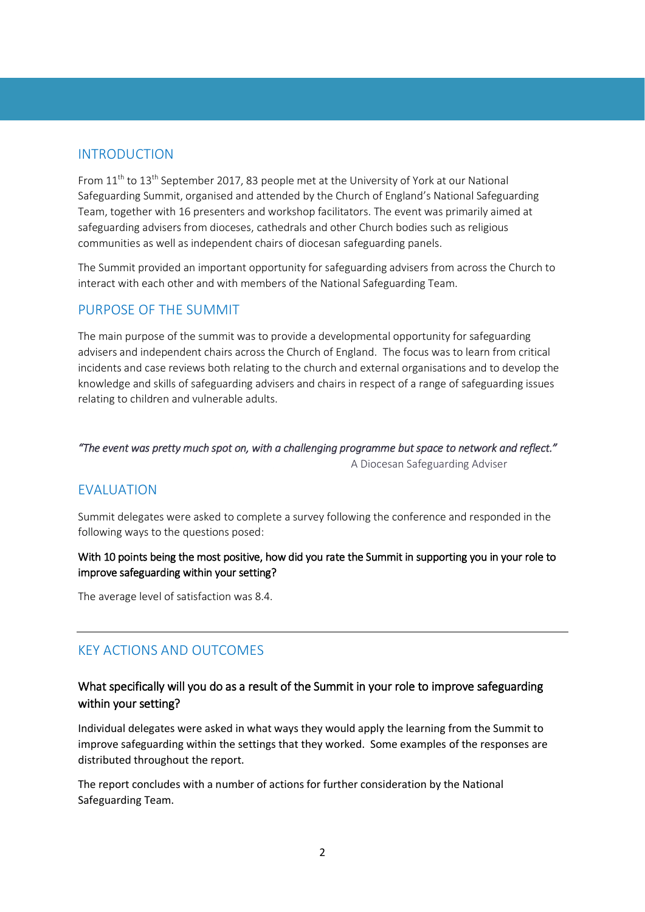## INTRODUCTION

From 11th to 13th September 2017, 83 people met at the University of York at our National Safeguarding Summit, organised and attended by the Church of England's National Safeguarding Team, together with 16 presenters and workshop facilitators. The event was primarily aimed at safeguarding advisers from dioceses, cathedrals and other Church bodies such as religious communities as well as independent chairs of diocesan safeguarding panels.

The Summit provided an important opportunity for safeguarding advisers from across the Church to interact with each other and with members of the National Safeguarding Team.

## PURPOSE OF THE SUMMIT

The main purpose of the summit was to provide a developmental opportunity for safeguarding advisers and independent chairs across the Church of England. The focus was to learn from critical incidents and case reviews both relating to the church and external organisations and to develop the knowledge and skills of safeguarding advisers and chairs in respect of a range of safeguarding issues relating to children and vulnerable adults.

*"The event was pretty much spot on, with a challenging programme but space to network and reflect."*

A Diocesan Safeguarding Adviser

## EVALUATION

Summit delegates were asked to complete a survey following the conference and responded in the following ways to the questions posed:

**With 10 points being the most positive, how did you rate the Summit in supporting you in your role to improve safeguarding within your setting?**

The average level of satisfaction was 8.4.

---

## KEY ACTIONS AND OUTCOMES

### What specifically will you do as a result of the Summit in your role to improve safeguarding within your setting?

Individual delegates were asked in what ways they would apply the learning from the Summit to improve safeguarding within the settings that they worked. Some examples of the responses are distributed throughout the report.

The report concludes with a number of actions for further consideration by the National Safeguarding Team.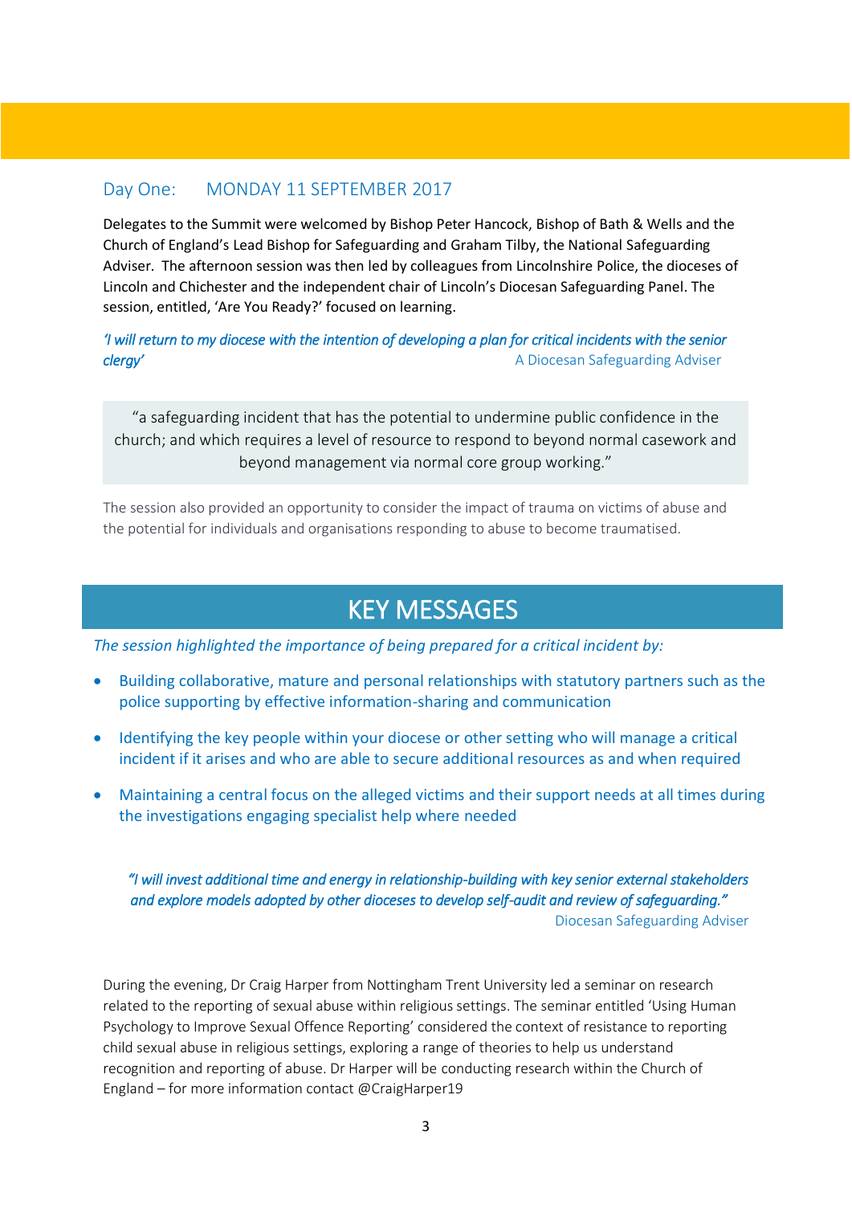## Day One: MONDAY 11 SEPTEMBER 2017

Delegates to the Summit were welcomed by Bishop Peter Hancock, Bishop of Bath & Wells and the Church of England's Lead Bishop for Safeguarding and Graham Tilby, the National Safeguarding Adviser. The afternoon session was then led by colleagues from Lincolnshire Police, the dioceses of Lincoln and Chichester and the independent chair of Lincoln's Diocesan Safeguarding Panel. The session, entitled, 'Are You Ready?' focused on learning.

*'I will return to my diocese with the intention of developing a plan for critical incidents with the senior clergy'*

A Diocesan Safeguarding Adviser

> "a safeguarding incident that has the potential to undermine public confidence in the church; and which requires a level of resource to respond to beyond normal casework and beyond management via normal core group working."

The session also provided an opportunity to consider the impact of trauma on victims of abuse and the potential for individuals and organisations responding to abuse to become traumatised.

## KEY MESSAGES

*The session highlighted the importance of being prepared for a critical incident by:*

- Building collaborative, mature and personal relationships with statutory partners such as the police supporting by effective information-sharing and communication
- Identifying the key people within your diocese or other setting who will manage a critical incident if it arises and who are able to secure additional resources as and when required
- Maintaining a central focus on the alleged victims and their support needs at all times during the investigations engaging specialist help where needed

*"I will invest additional time and energy in relationship-building with key senior external stakeholders and explore models adopted by other dioceses to develop self-audit and review of safeguarding."*

Diocesan Safeguarding Adviser

During the evening, Dr Craig Harper from Nottingham Trent University led a seminar on research related to the reporting of sexual abuse within religious settings. The seminar entitled 'Using Human Psychology to Improve Sexual Offence Reporting' considered the context of resistance to reporting child sexual abuse in religious settings, exploring a range of theories to help us understand recognition and reporting of abuse. Dr Harper will be conducting research within the Church of England – for more information contact @CraigHarper19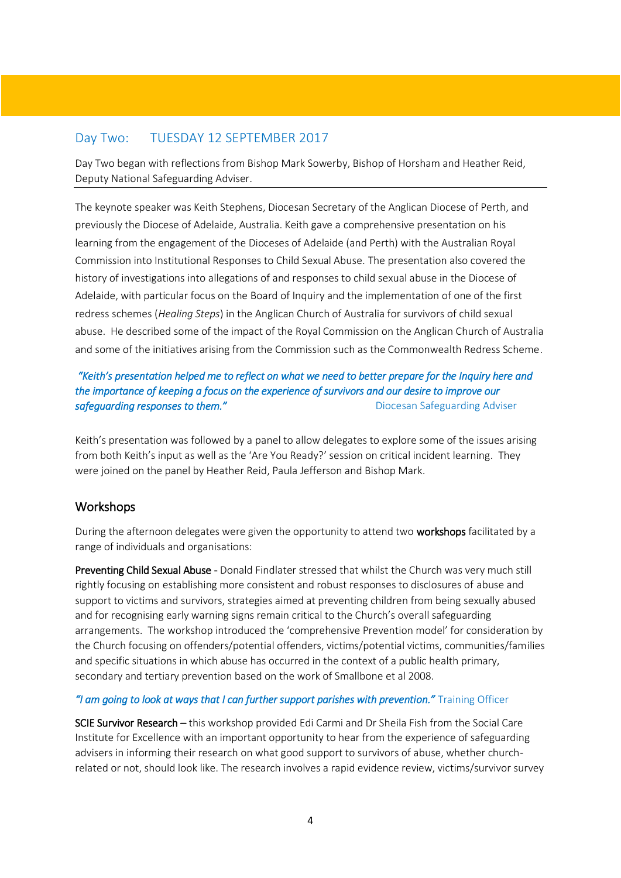## Day Two: TUESDAY 12 SEPTEMBER 2017

Day Two began with reflections from Bishop Mark Sowerby, Bishop of Horsham and Heather Reid, Deputy National Safeguarding Adviser.

---

The keynote speaker was Keith Stephens, Diocesan Secretary of the Anglican Diocese of Perth, and previously the Diocese of Adelaide, Australia. Keith gave a comprehensive presentation on his learning from the engagement of the Dioceses of Adelaide (and Perth) with the Australian Royal Commission into Institutional Responses to Child Sexual Abuse. The presentation also covered the history of investigations into allegations of and responses to child sexual abuse in the Diocese of Adelaide, with particular focus on the Board of Inquiry and the implementation of one of the first redress schemes (*Healing Steps*) in the Anglican Church of Australia for survivors of child sexual abuse. He described some of the impact of the Royal Commission on the Anglican Church of Australia and some of the initiatives arising from the Commission such as the Commonwealth Redress Scheme.

***"Keith's presentation helped me to reflect on what we need to better prepare for the Inquiry here and the importance of keeping a focus on the experience of survivors and our desire to improve our safeguarding responses to them."*** Diocesan Safeguarding Adviser

Keith's presentation was followed by a panel to allow delegates to explore some of the issues arising from both Keith's input as well as the 'Are You Ready?' session on critical incident learning. They were joined on the panel by Heather Reid, Paula Jefferson and Bishop Mark.

### Workshops

During the afternoon delegates were given the opportunity to attend two **workshops** facilitated by a range of individuals and organisations:

**Preventing Child Sexual Abuse** - Donald Findlater stressed that whilst the Church was very much still rightly focusing on establishing more consistent and robust responses to disclosures of abuse and support to victims and survivors, strategies aimed at preventing children from being sexually abused and for recognising early warning signs remain critical to the Church's overall safeguarding arrangements. The workshop introduced the 'comprehensive Prevention model' for consideration by the Church focusing on offenders/potential offenders, victims/potential victims, communities/families and specific situations in which abuse has occurred in the context of a public health primary, secondary and tertiary prevention based on the work of Smallbone et al 2008.

***"I am going to look at ways that I can further support parishes with prevention."*** Training Officer

**SCIE Survivor Research** – this workshop provided Edi Carmi and Dr Sheila Fish from the Social Care Institute for Excellence with an important opportunity to hear from the experience of safeguarding advisers in informing their research on what good support to survivors of abuse, whether church-related or not, should look like. The research involves a rapid evidence review, victims/survivor survey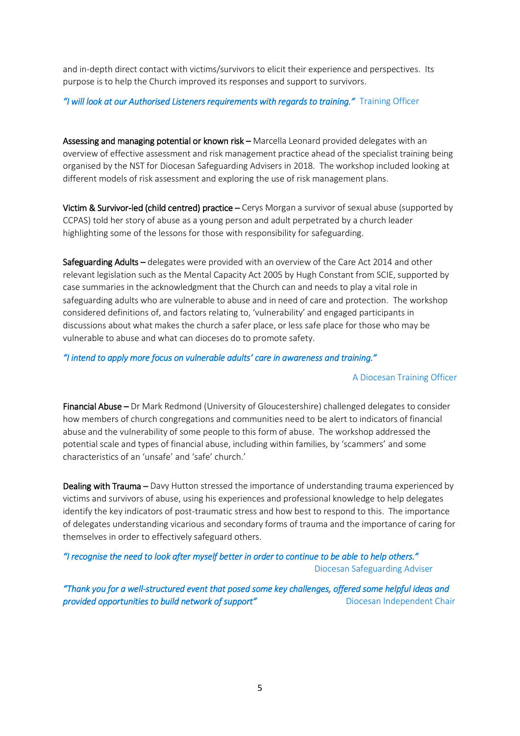and in-depth direct contact with victims/survivors to elicit their experience and perspectives. Its purpose is to help the Church improved its responses and support to survivors.

*"I will look at our Authorised Listeners requirements with regards to training."* Training Officer

**Assessing and managing potential or known risk –** Marcella Leonard provided delegates with an overview of effective assessment and risk management practice ahead of the specialist training being organised by the NST for Diocesan Safeguarding Advisers in 2018. The workshop included looking at different models of risk assessment and exploring the use of risk management plans.

**Victim & Survivor-led (child centred) practice –** Cerys Morgan a survivor of sexual abuse (supported by CCPAS) told her story of abuse as a young person and adult perpetrated by a church leader highlighting some of the lessons for those with responsibility for safeguarding.

**Safeguarding Adults –** delegates were provided with an overview of the Care Act 2014 and other relevant legislation such as the Mental Capacity Act 2005 by Hugh Constant from SCIE, supported by case summaries in the acknowledgment that the Church can and needs to play a vital role in safeguarding adults who are vulnerable to abuse and in need of care and protection. The workshop considered definitions of, and factors relating to, 'vulnerability' and engaged participants in discussions about what makes the church a safer place, or less safe place for those who may be vulnerable to abuse and what can dioceses do to promote safety.

*"I intend to apply more focus on vulnerable adults' care in awareness and training."*

A Diocesan Training Officer

**Financial Abuse –** Dr Mark Redmond (University of Gloucestershire) challenged delegates to consider how members of church congregations and communities need to be alert to indicators of financial abuse and the vulnerability of some people to this form of abuse. The workshop addressed the potential scale and types of financial abuse, including within families, by 'scammers' and some characteristics of an 'unsafe' and 'safe' church.'

**Dealing with Trauma –** Davy Hutton stressed the importance of understanding trauma experienced by victims and survivors of abuse, using his experiences and professional knowledge to help delegates identify the key indicators of post-traumatic stress and how best to respond to this. The importance of delegates understanding vicarious and secondary forms of trauma and the importance of caring for themselves in order to effectively safeguard others.

*"I recognise the need to look after myself better in order to continue to be able to help others."*
Diocesan Safeguarding Adviser

*"Thank you for a well-structured event that posed some key challenges, offered some helpful ideas and provided opportunities to build network of support"* Diocesan Independent Chair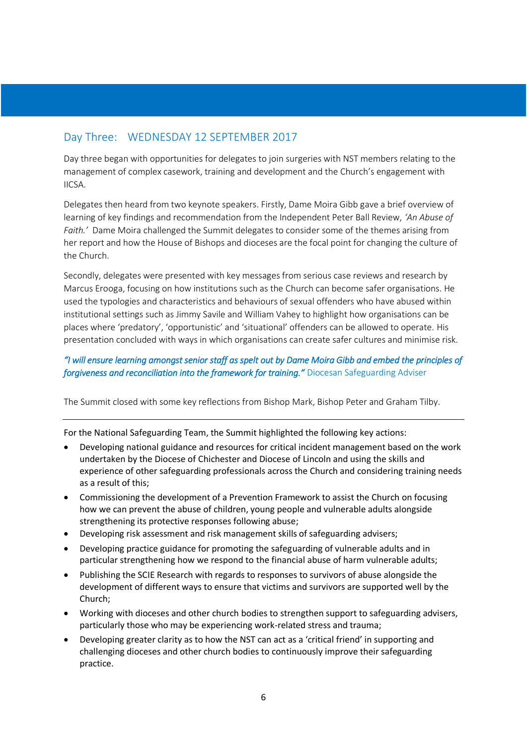## Day Three: WEDNESDAY 12 SEPTEMBER 2017

Day three began with opportunities for delegates to join surgeries with NST members relating to the management of complex casework, training and development and the Church's engagement with IICSA.

Delegates then heard from two keynote speakers. Firstly, Dame Moira Gibb gave a brief overview of learning of key findings and recommendation from the Independent Peter Ball Review, *'An Abuse of Faith.'* Dame Moira challenged the Summit delegates to consider some of the themes arising from her report and how the House of Bishops and dioceses are the focal point for changing the culture of the Church.

Secondly, delegates were presented with key messages from serious case reviews and research by Marcus Erooga, focusing on how institutions such as the Church can become safer organisations. He used the typologies and characteristics and behaviours of sexual offenders who have abused within institutional settings such as Jimmy Savile and William Vahey to highlight how organisations can be places where 'predatory', 'opportunistic' and 'situational' offenders can be allowed to operate. His presentation concluded with ways in which organisations can create safer cultures and minimise risk.

***"I will ensure learning amongst senior staff as spelt out by Dame Moira Gibb and embed the principles of forgiveness and reconciliation into the framework for training."*** Diocesan Safeguarding Adviser

The Summit closed with some key reflections from Bishop Mark, Bishop Peter and Graham Tilby.

---

For the National Safeguarding Team, the Summit highlighted the following key actions:

- Developing national guidance and resources for critical incident management based on the work undertaken by the Diocese of Chichester and Diocese of Lincoln and using the skills and experience of other safeguarding professionals across the Church and considering training needs as a result of this;
- Commissioning the development of a Prevention Framework to assist the Church on focusing how we can prevent the abuse of children, young people and vulnerable adults alongside strengthening its protective responses following abuse;
- Developing risk assessment and risk management skills of safeguarding advisers;
- Developing practice guidance for promoting the safeguarding of vulnerable adults and in particular strengthening how we respond to the financial abuse of harm vulnerable adults;
- Publishing the SCIE Research with regards to responses to survivors of abuse alongside the development of different ways to ensure that victims and survivors are supported well by the Church;
- Working with dioceses and other church bodies to strengthen support to safeguarding advisers, particularly those who may be experiencing work-related stress and trauma;
- Developing greater clarity as to how the NST can act as a 'critical friend' in supporting and challenging dioceses and other church bodies to continuously improve their safeguarding practice.